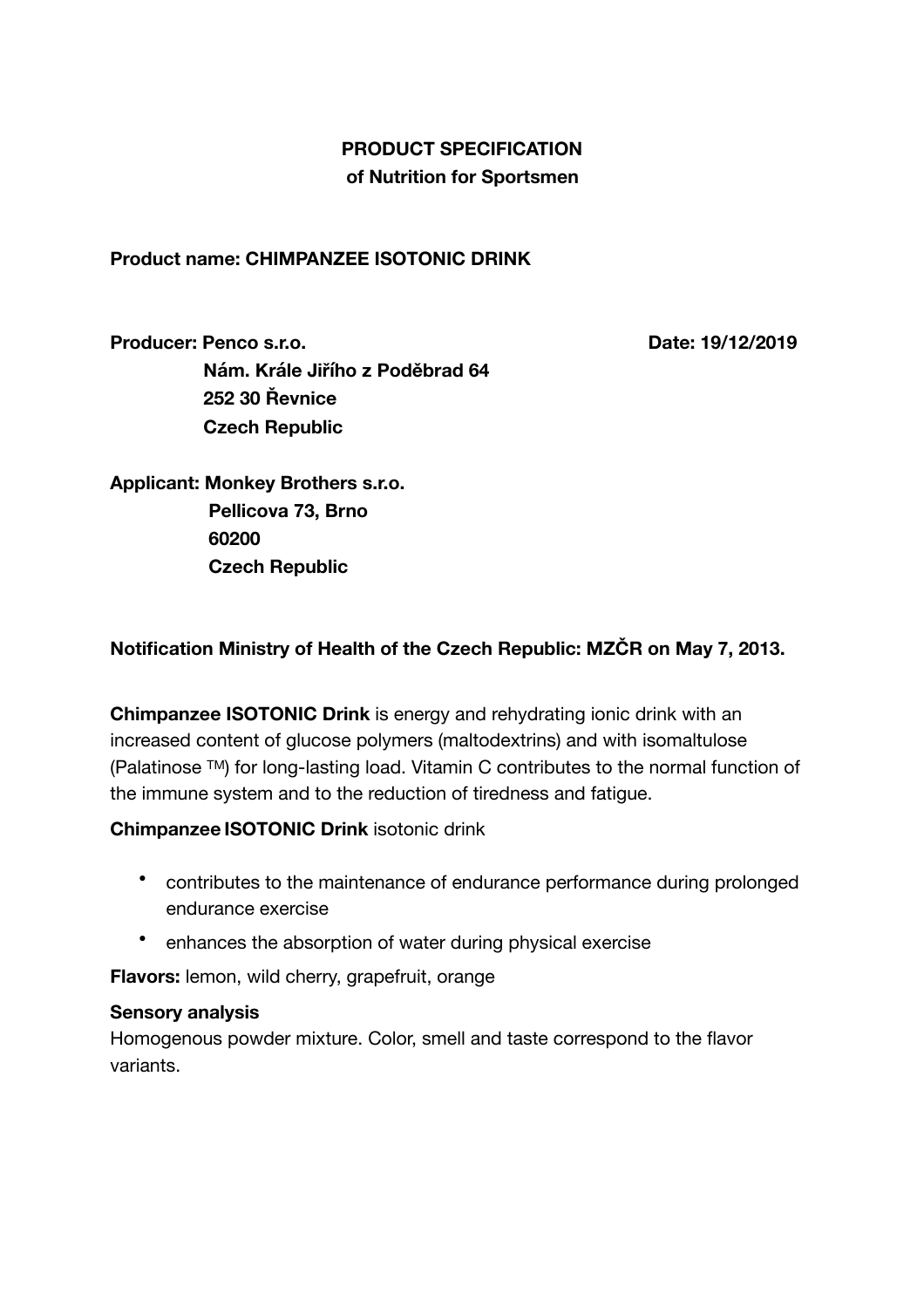**PRODUCT SPECIFICATION**
**of Nutrition for Sportsmen**

**Product name: CHIMPANZEE ISOTONIC DRINK**

**Producer: Penco s.r.o.** **Date: 19/12/2019**
**Nám. Krále Jiřího z Poděbrad 64**
**252 30 Řevnice**
**Czech Republic**

**Applicant: Monkey Brothers s.r.o.**
**Pellicova 73, Brno**
**60200**
**Czech Republic**

**Notification Ministry of Health of the Czech Republic: MZČR on May 7, 2013.**

**Chimpanzee ISOTONIC Drink** is energy and rehydrating ionic drink with an increased content of glucose polymers (maltodextrins) and with isomaltulose (Palatinose ™) for long-lasting load. Vitamin C contributes to the normal function of the immune system and to the reduction of tiredness and fatigue.

**Chimpanzee ISOTONIC Drink** isotonic drink

- contributes to the maintenance of endurance performance during prolonged endurance exercise
- enhances the absorption of water during physical exercise

**Flavors:** lemon, wild cherry, grapefruit, orange

**Sensory analysis**
Homogenous powder mixture. Color, smell and taste correspond to the flavor variants.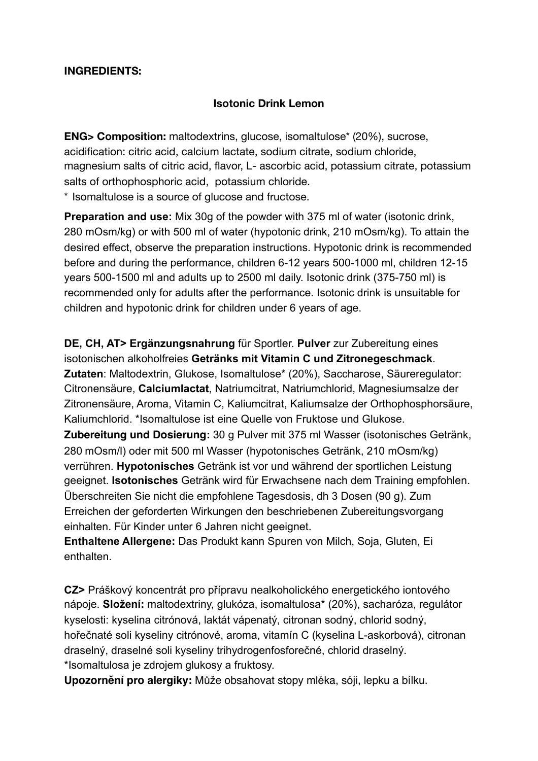**INGREDIENTS:**

**Isotonic Drink Lemon**

**ENG> Composition:** maltodextrins, glucose, isomaltulose* (20%), sucrose, acidification: citric acid, calcium lactate, sodium citrate, sodium chloride, magnesium salts of citric acid, flavor, L- ascorbic acid, potassium citrate, potassium salts of orthophosphoric acid, potassium chloride.
* Isomaltulose is a source of glucose and fructose.

**Preparation and use:** Mix 30g of the powder with 375 ml of water (isotonic drink, 280 mOsm/kg) or with 500 ml of water (hypotonic drink, 210 mOsm/kg). To attain the desired effect, observe the preparation instructions. Hypotonic drink is recommended before and during the performance, children 6-12 years 500-1000 ml, children 12-15 years 500-1500 ml and adults up to 2500 ml daily. Isotonic drink (375-750 ml) is recommended only for adults after the performance. Isotonic drink is unsuitable for children and hypotonic drink for children under 6 years of age.

**DE, CH, AT> Ergänzungsnahrung** für Sportler. **Pulver** zur Zubereitung eines isotonischen alkoholfreies **Getränks mit Vitamin C und Zitronegeschmack**. **Zutaten**: Maltodextrin, Glukose, Isomaltulose* (20%), Saccharose, Säureregulator: Citronensäure, **Calciumlactat**, Natriumcitrat, Natriumchlorid, Magnesiumsalze der Zitronensäure, Aroma, Vitamin C, Kaliumcitrat, Kaliumsalze der Orthophosphorsäure, Kaliumchlorid. *Isomaltulose ist eine Quelle von Fruktose und Glukose.
**Zubereitung und Dosierung:** 30 g Pulver mit 375 ml Wasser (isotonisches Getränk, 280 mOsm/l) oder mit 500 ml Wasser (hypotonisches Getränk, 210 mOsm/kg) verrühren. **Hypotonisches** Getränk ist vor und während der sportlichen Leistung geeignet. **Isotonisches** Getränk wird für Erwachsene nach dem Training empfohlen. Überschreiten Sie nicht die empfohlene Tagesdosis, dh 3 Dosen (90 g). Zum Erreichen der geforderten Wirkungen den beschriebenen Zubereitungsvorgang einhalten. Für Kinder unter 6 Jahren nicht geeignet.
**Enthaltene Allergene:** Das Produkt kann Spuren von Milch, Soja, Gluten, Ei enthalten.

**CZ>** Práškový koncentrát pro přípravu nealkoholického energetického iontového nápoje. **Složení:** maltodextriny, glukóza, isomaltulosa* (20%), sacharóza, regulátor kyselosti: kyselina citrónová, laktát vápenatý, citronan sodný, chlorid sodný, hořečnaté soli kyseliny citrónové, aroma, vitamín C (kyselina L-askorbová), citronan draselný, draselné soli kyseliny trihydrogenfosforečné, chlorid draselný.
*Isomaltulosa je zdrojem glukosy a fruktosy.
**Upozornění pro alergiky:** Může obsahovat stopy mléka, sóji, lepku a bílku.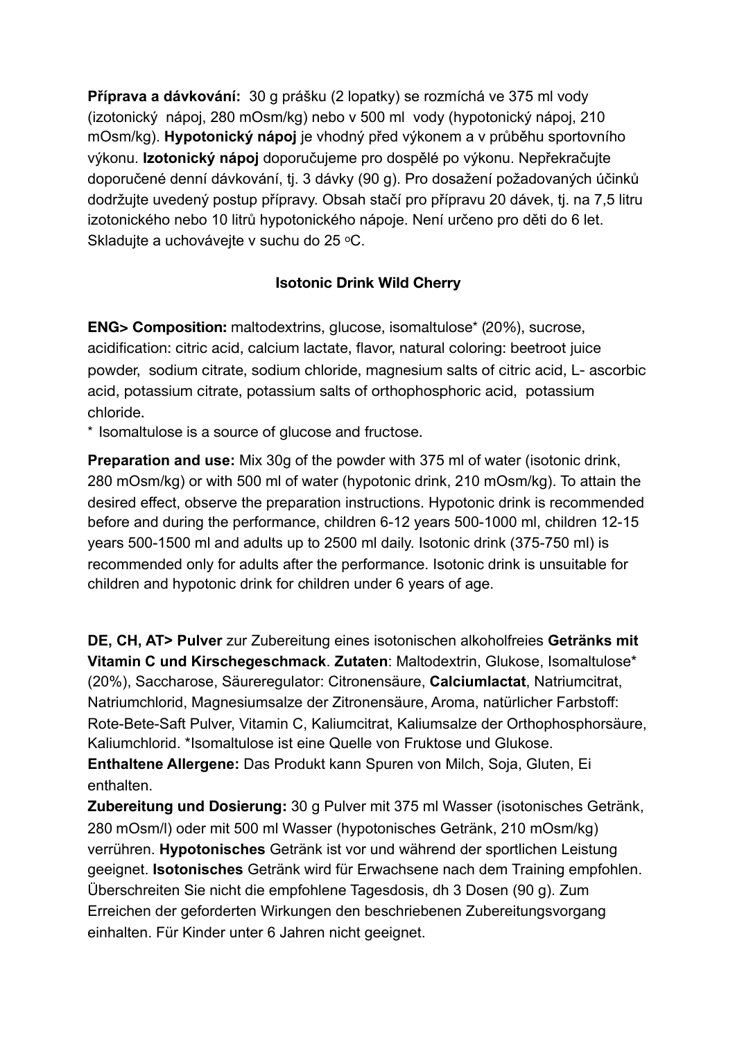**Příprava a dávkování:** 30 g prášku (2 lopatky) se rozmíchá ve 375 ml vody (izotonický nápoj, 280 mOsm/kg) nebo v 500 ml vody (hypotonický nápoj, 210 mOsm/kg). **Hypotonický nápoj** je vhodný před výkonem a v průběhu sportovního výkonu. **Izotonický nápoj** doporučujeme pro dospělé po výkonu. Nepřekračujte doporučené denní dávkování, tj. 3 dávky (90 g). Pro dosažení požadovaných účinků dodržujte uvedený postup přípravy. Obsah stačí pro přípravu 20 dávek, tj. na 7,5 litru izotonického nebo 10 litrů hypotonického nápoje. Není určeno pro děti do 6 let. Skladujte a uchovávejte v suchu do 25 °C.

### Isotonic Drink Wild Cherry

**ENG> Composition:** maltodextrins, glucose, isomaltulose* (20%), sucrose, acidification: citric acid, calcium lactate, flavor, natural coloring: beetroot juice powder, sodium citrate, sodium chloride, magnesium salts of citric acid, L- ascorbic acid, potassium citrate, potassium salts of orthophosphoric acid, potassium chloride.

* Isomaltulose is a source of glucose and fructose.

**Preparation and use:** Mix 30g of the powder with 375 ml of water (isotonic drink, 280 mOsm/kg) or with 500 ml of water (hypotonic drink, 210 mOsm/kg). To attain the desired effect, observe the preparation instructions. Hypotonic drink is recommended before and during the performance, children 6-12 years 500-1000 ml, children 12-15 years 500-1500 ml and adults up to 2500 ml daily. Isotonic drink (375-750 ml) is recommended only for adults after the performance. Isotonic drink is unsuitable for children and hypotonic drink for children under 6 years of age.

**DE, CH, AT> Pulver** zur Zubereitung eines isotonischen alkoholfreies **Getränks mit Vitamin C und Kirschegeschmack**. **Zutaten**: Maltodextrin, Glukose, Isomaltulose* (20%), Saccharose, Säureregulator: Citronensäure, **Calciumlactat**, Natriumcitrat, Natriumchlorid, Magnesiumsalze der Zitronensäure, Aroma, natürlicher Farbstoff: Rote-Bete-Saft Pulver, Vitamin C, Kaliumcitrat, Kaliumsalze der Orthophosphorsäure, Kaliumchlorid. *Isomaltulose ist eine Quelle von Fruktose und Glukose.

**Enthaltene Allergene:** Das Produkt kann Spuren von Milch, Soja, Gluten, Ei enthalten.

**Zubereitung und Dosierung:** 30 g Pulver mit 375 ml Wasser (isotonisches Getränk, 280 mOsm/l) oder mit 500 ml Wasser (hypotonisches Getränk, 210 mOsm/kg) verrühren. **Hypotonisches** Getränk ist vor und während der sportlichen Leistung geeignet. **Isotonisches** Getränk wird für Erwachsene nach dem Training empfohlen. Überschreiten Sie nicht die empfohlene Tagesdosis, dh 3 Dosen (90 g). Zum Erreichen der geforderten Wirkungen den beschriebenen Zubereitungsvorgang einhalten. Für Kinder unter 6 Jahren nicht geeignet.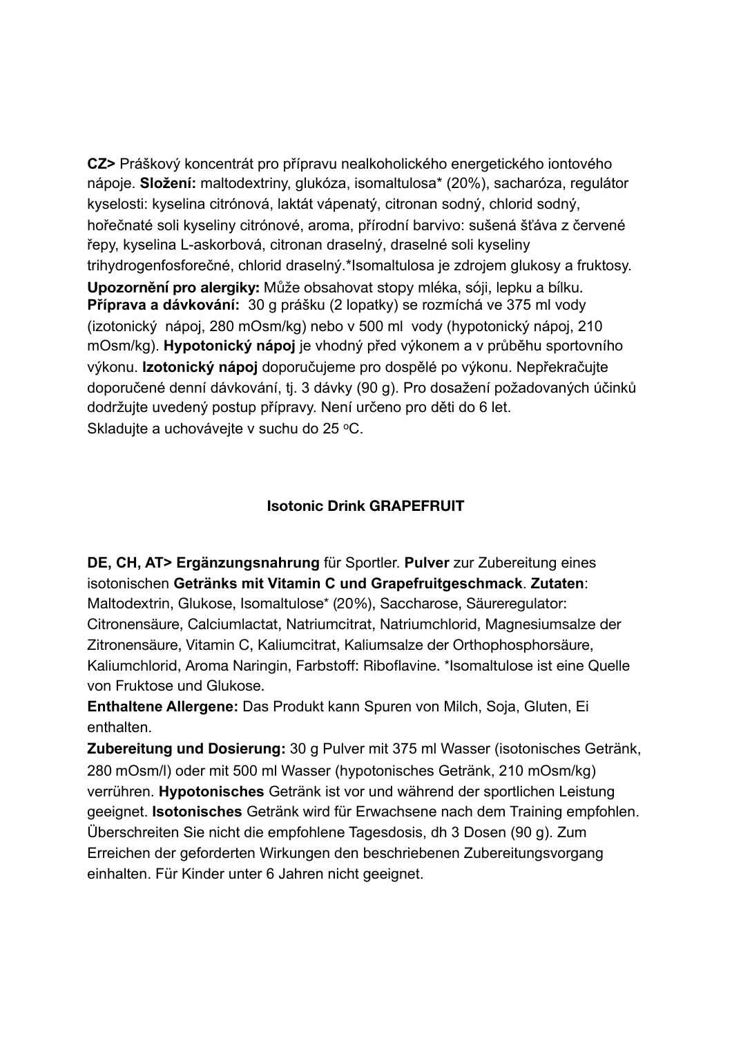**CZ>** Práškový koncentrát pro přípravu nealkoholického energetického iontového nápoje. **Složení:** maltodextriny, glukóza, isomaltulosa* (20%), sacharóza, regulátor kyselosti: kyselina citrónová, laktát vápenatý, citronan sodný, chlorid sodný, hořečnaté soli kyseliny citrónové, aroma, přírodní barvivo: sušená šťáva z červené řepy, kyselina L-askorbová, citronan draselný, draselné soli kyseliny trihydrogenfosforečné, chlorid draselný.*Isomaltulosa je zdrojem glukosy a fruktosy.
**Upozornění pro alergiky:** Může obsahovat stopy mléka, sóji, lepku a bílku.
**Příprava a dávkování:** 30 g prášku (2 lopatky) se rozmíchá ve 375 ml vody (izotonický nápoj, 280 mOsm/kg) nebo v 500 ml vody (hypotonický nápoj, 210 mOsm/kg). **Hypotonický nápoj** je vhodný před výkonem a v průběhu sportovního výkonu. **Izotonický nápoj** doporučujeme pro dospělé po výkonu. Nepřekračujte doporučené denní dávkování, tj. 3 dávky (90 g). Pro dosažení požadovaných účinků dodržujte uvedený postup přípravy. Není určeno pro děti do 6 let.
Skladujte a uchovávejte v suchu do 25 °C.

**Isotonic Drink GRAPEFRUIT**

**DE, CH, AT> Ergänzungsnahrung** für Sportler. **Pulver** zur Zubereitung eines isotonischen **Getränks mit Vitamin C und Grapefruitgeschmack**. **Zutaten**: Maltodextrin, Glukose, Isomaltulose* (20%), Saccharose, Säureregulator: Citronensäure, Calciumlactat, Natriumcitrat, Natriumchlorid, Magnesiumsalze der Zitronensäure, Vitamin C, Kaliumcitrat, Kaliumsalze der Orthophosphorsäure, Kaliumchlorid, Aroma Naringin, Farbstoff: Riboflavine. *Isomaltulose ist eine Quelle von Fruktose und Glukose.
**Enthaltene Allergene:** Das Produkt kann Spuren von Milch, Soja, Gluten, Ei enthalten.
**Zubereitung und Dosierung:** 30 g Pulver mit 375 ml Wasser (isotonisches Getränk, 280 mOsm/l) oder mit 500 ml Wasser (hypotonisches Getränk, 210 mOsm/kg) verrühren. **Hypotonisches** Getränk ist vor und während der sportlichen Leistung geeignet. **Isotonisches** Getränk wird für Erwachsene nach dem Training empfohlen. Überschreiten Sie nicht die empfohlene Tagesdosis, dh 3 Dosen (90 g). Zum Erreichen der geforderten Wirkungen den beschriebenen Zubereitungsvorgang einhalten. Für Kinder unter 6 Jahren nicht geeignet.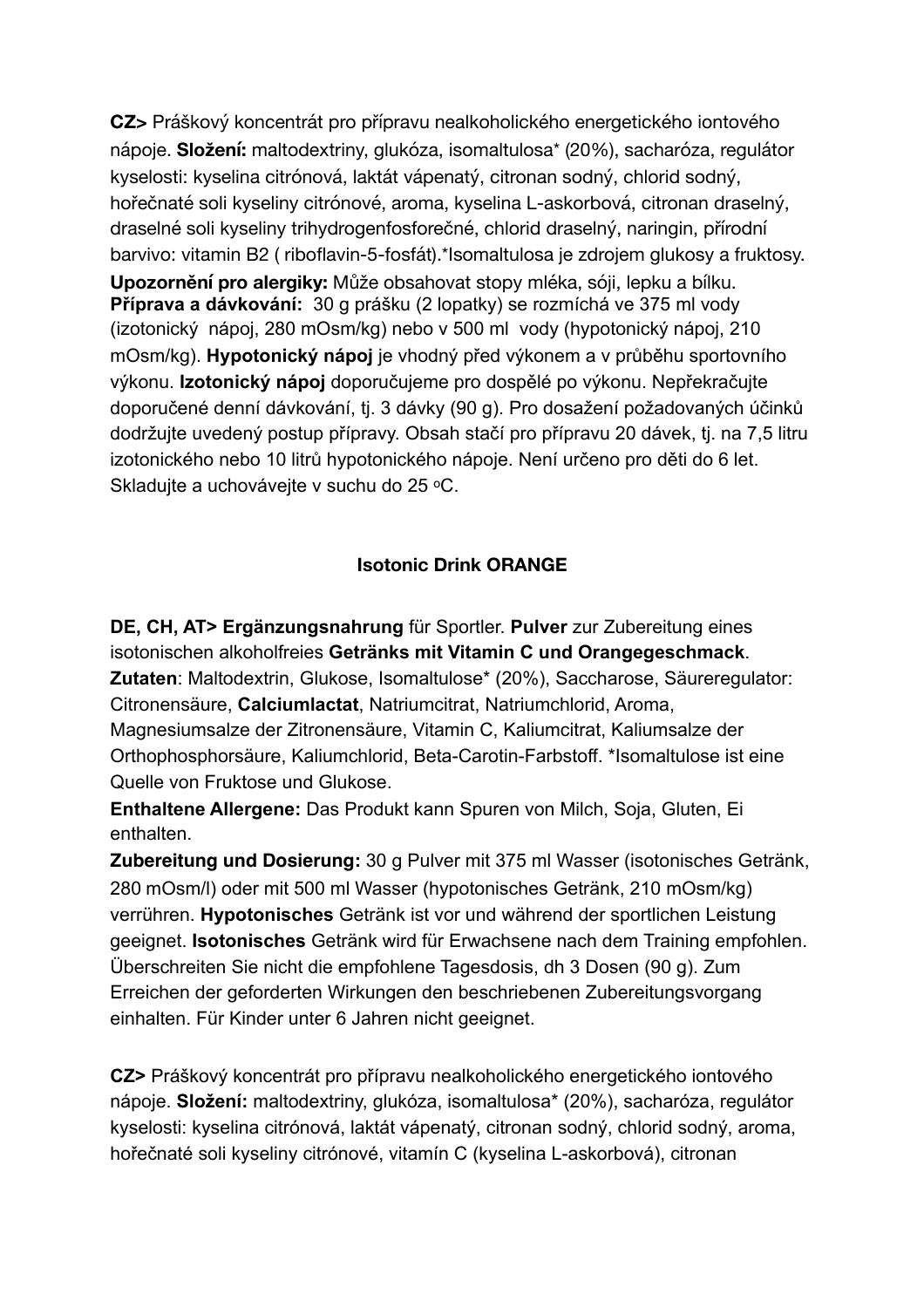**CZ>** Práškový koncentrát pro přípravu nealkoholického energetického iontového nápoje. **Složení:** maltodextriny, glukóza, isomaltulosa* (20%), sacharóza, regulátor kyselosti: kyselina citrónová, laktát vápenatý, citronan sodný, chlorid sodný, hořečnaté soli kyseliny citrónové, aroma, kyselina L-askorbová, citronan draselný, draselné soli kyseliny trihydrogenfosforečné, chlorid draselný, naringin, přírodní barvivo: vitamin B2 ( riboflavin-5-fosfát).*Isomaltulosa je zdrojem glukosy a fruktosy.
**Upozornění pro alergiky:** Může obsahovat stopy mléka, sóji, lepku a bílku.
**Příprava a dávkování:** 30 g prášku (2 lopatky) se rozmíchá ve 375 ml vody (izotonický nápoj, 280 mOsm/kg) nebo v 500 ml vody (hypotonický nápoj, 210 mOsm/kg). **Hypotonický nápoj** je vhodný před výkonem a v průběhu sportovního výkonu. **Izotonický nápoj** doporučujeme pro dospělé po výkonu. Nepřekračujte doporučené denní dávkování, tj. 3 dávky (90 g). Pro dosažení požadovaných účinků dodržujte uvedený postup přípravy. Obsah stačí pro přípravu 20 dávek, tj. na 7,5 litru izotonického nebo 10 litrů hypotonického nápoje. Není určeno pro děti do 6 let. Skladujte a uchovávejte v suchu do 25 °C.

**Isotonic Drink ORANGE**

**DE, CH, AT> Ergänzungsnahrung** für Sportler. **Pulver** zur Zubereitung eines isotonischen alkoholfreies **Getränks mit Vitamin C und Orangegeschmack**.
**Zutaten**: Maltodextrin, Glukose, Isomaltulose* (20%), Saccharose, Säureregulator: Citronensäure, **Calciumlactat**, Natriumcitrat, Natriumchlorid, Aroma, Magnesiumsalze der Zitronensäure, Vitamin C, Kaliumcitrat, Kaliumsalze der Orthophosphorsäure, Kaliumchlorid, Beta-Carotin-Farbstoff. *Isomaltulose ist eine Quelle von Fruktose und Glukose.
**Enthaltene Allergene:** Das Produkt kann Spuren von Milch, Soja, Gluten, Ei enthalten.
**Zubereitung und Dosierung:** 30 g Pulver mit 375 ml Wasser (isotonisches Getränk, 280 mOsm/l) oder mit 500 ml Wasser (hypotonisches Getränk, 210 mOsm/kg) verrühren. **Hypotonisches** Getränk ist vor und während der sportlichen Leistung geeignet. **Isotonisches** Getränk wird für Erwachsene nach dem Training empfohlen. Überschreiten Sie nicht die empfohlene Tagesdosis, dh 3 Dosen (90 g). Zum Erreichen der geforderten Wirkungen den beschriebenen Zubereitungsvorgang einhalten. Für Kinder unter 6 Jahren nicht geeignet.

**CZ>** Práškový koncentrát pro přípravu nealkoholického energetického iontového nápoje. **Složení:** maltodextriny, glukóza, isomaltulosa* (20%), sacharóza, regulátor kyselosti: kyselina citrónová, laktát vápenatý, citronan sodný, chlorid sodný, aroma, hořečnaté soli kyseliny citrónové, vitamín C (kyselina L-askorbová), citronan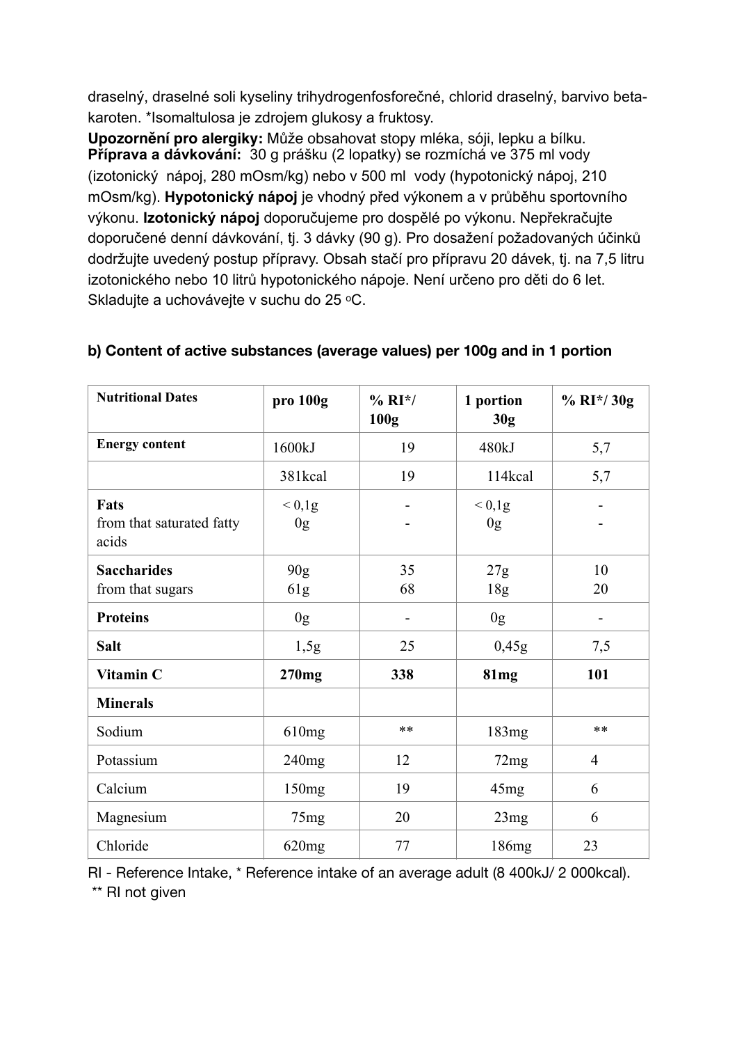draselný, draselné soli kyseliny trihydrogenfosforečné, chlorid draselný, barvivo beta-karoten. *Isomaltulosa je zdrojem glukosy a fruktosy.

**Upozornění pro alergiky:** Může obsahovat stopy mléka, sóji, lepku a bílku.
**Příprava a dávkování:** 30 g prášku (2 lopatky) se rozmíchá ve 375 ml vody (izotonický nápoj, 280 mOsm/kg) nebo v 500 ml vody (hypotonický nápoj, 210 mOsm/kg). **Hypotonický nápoj** je vhodný před výkonem a v průběhu sportovního výkonu. **Izotonický nápoj** doporučujeme pro dospělé po výkonu. Nepřekračujte doporučené denní dávkování, tj. 3 dávky (90 g). Pro dosažení požadovaných účinků dodržujte uvedený postup přípravy. Obsah stačí pro přípravu 20 dávek, tj. na 7,5 litru izotonického nebo 10 litrů hypotonického nápoje. Není určeno pro děti do 6 let. Skladujte a uchovávejte v suchu do 25 °C.

**b) Content of active substances (average values) per 100g and in 1 portion**

| Nutritional Dates | pro 100g | % RI*/ 100g | 1 portion 30g | % RI*/ 30g |
|---|---|---|---|---|
| **Energy content** | 1600kJ | 19 | 480kJ | 5,7 |
| | 381kcal | 19 | 114kcal | 5,7 |
| **Fats**<br>from that saturated fatty acids | < 0,1g<br>0g | -<br>- | < 0,1g<br>0g | -<br>- |
| **Saccharides**<br>from that sugars | 90g<br>61g | 35<br>68 | 27g<br>18g | 10<br>20 |
| **Proteins** | 0g | - | 0g | - |
| **Salt** | 1,5g | 25 | 0,45g | 7,5 |
| **Vitamin C** | **270mg** | **338** | **81mg** | **101** |
| **Minerals** | | | | |
| Sodium | 610mg | ** | 183mg | ** |
| Potassium | 240mg | 12 | 72mg | 4 |
| Calcium | 150mg | 19 | 45mg | 6 |
| Magnesium | 75mg | 20 | 23mg | 6 |
| Chloride | 620mg | 77 | 186mg | 23 |

RI - Reference Intake, * Reference intake of an average adult (8 400kJ/ 2 000kcal).
** RI not given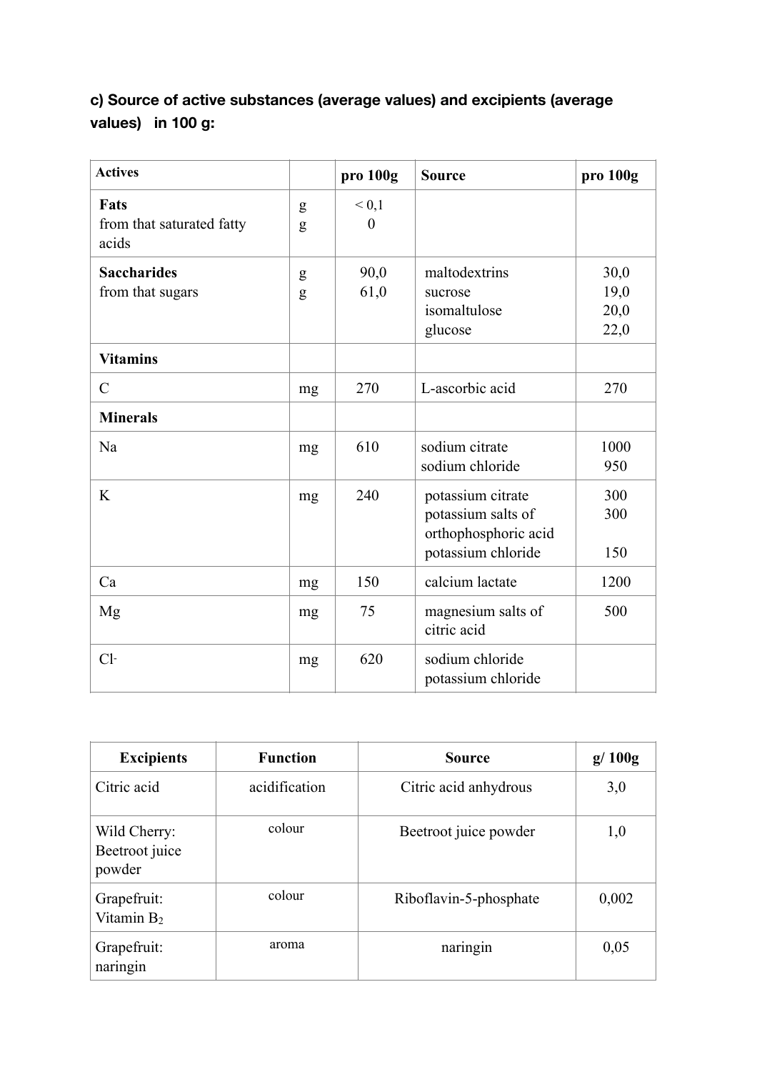**c) Source of active substances (average values) and excipients (average values) in 100 g:**

| Actives | | pro 100g | Source | pro 100g |
|---|---|---|---|---|
| **Fats**<br>from that saturated fatty acids | g<br>g | < 0,1<br>0 | | |
| **Saccharides**<br>from that sugars | g<br>g | 90,0<br>61,0 | maltodextrins<br>sucrose<br>isomaltulose<br>glucose | 30,0<br>19,0<br>20,0<br>22,0 |
| **Vitamins** | | | | |
| C | mg | 270 | L-ascorbic acid | 270 |
| **Minerals** | | | | |
| Na | mg | 610 | sodium citrate<br>sodium chloride | 1000<br>950 |
| K | mg | 240 | potassium citrate<br>potassium salts of orthophosphoric acid<br>potassium chloride | 300<br>300<br><br>150 |
| Ca | mg | 150 | calcium lactate | 1200 |
| Mg | mg | 75 | magnesium salts of citric acid | 500 |
| $Cl^-$ | mg | 620 | sodium chloride<br>potassium chloride | |

| Excipients | Function | Source | g/ 100g |
|---|---|---|---|
| Citric acid | acidification | Citric acid anhydrous | 3,0 |
| Wild Cherry: Beetroot juice powder | colour | Beetroot juice powder | 1,0 |
| Grapefruit: Vitamin $B_2$ | colour | Riboflavin-5-phosphate | 0,002 |
| Grapefruit: naringin | aroma | naringin | 0,05 |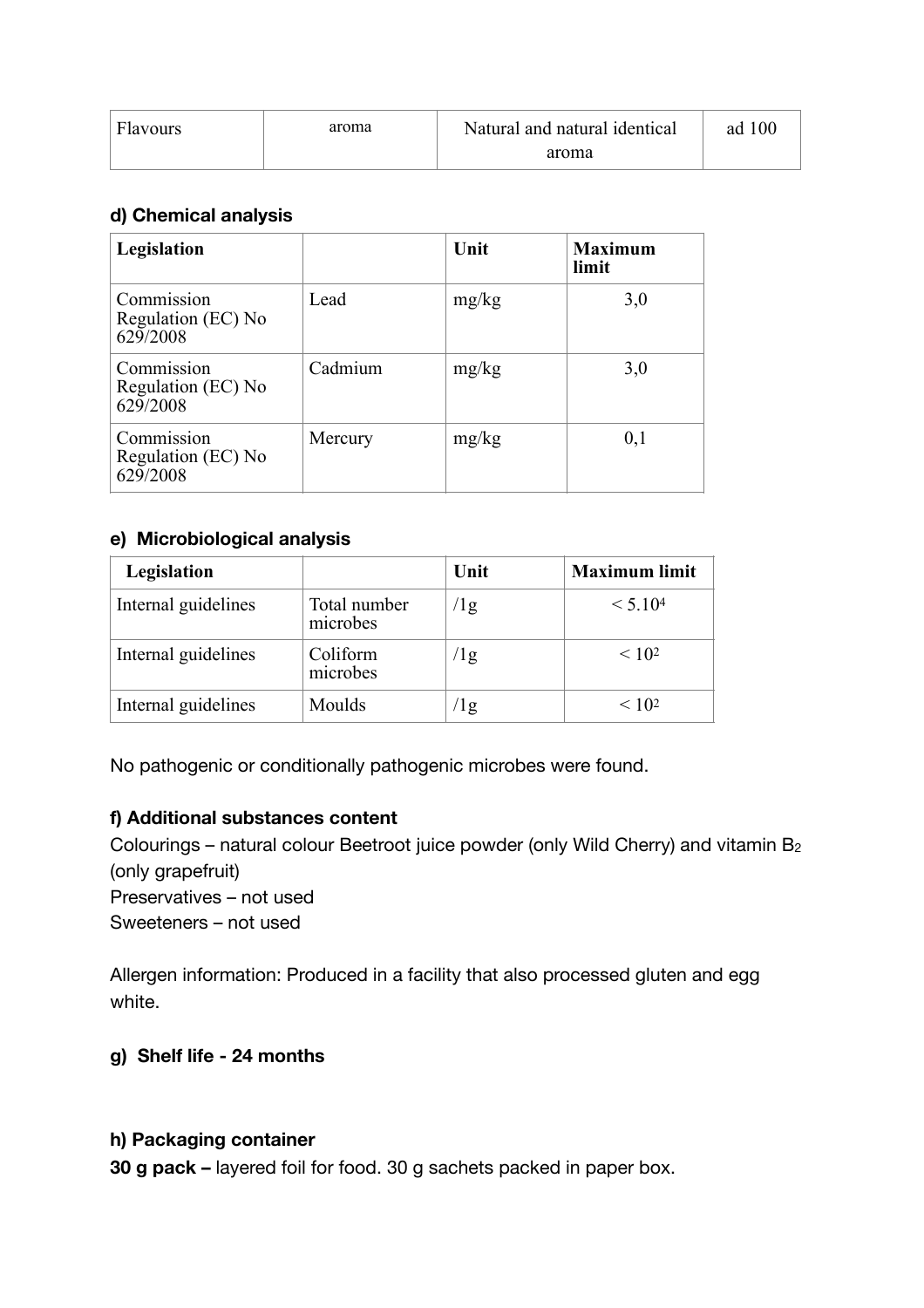| Flavours | aroma | Natural and natural identical aroma | ad 100 |
|---|---|---|---|

### d) Chemical analysis

| Legislation | | Unit | Maximum limit |
|---|---|---|---|
| Commission Regulation (EC) No 629/2008 | Lead | mg/kg | 3,0 |
| Commission Regulation (EC) No 629/2008 | Cadmium | mg/kg | 3,0 |
| Commission Regulation (EC) No 629/2008 | Mercury | mg/kg | 0,1 |

### e) Microbiological analysis

| Legislation | | Unit | Maximum limit |
|---|---|---|---|
| Internal guidelines | Total number microbes | /1g | $< 5.10^4$ |
| Internal guidelines | Coliform microbes | /1g | $< 10^2$ |
| Internal guidelines | Moulds | /1g | $< 10^2$ |

No pathogenic or conditionally pathogenic microbes were found.

### f) Additional substances content

Colourings – natural colour Beetroot juice powder (only Wild Cherry) and vitamin $B_2$ (only grapefruit)
Preservatives – not used
Sweeteners – not used

Allergen information: Produced in a facility that also processed gluten and egg white.

### g) Shelf life - 24 months

### h) Packaging container

**30 g pack –** layered foil for food. 30 g sachets packed in paper box.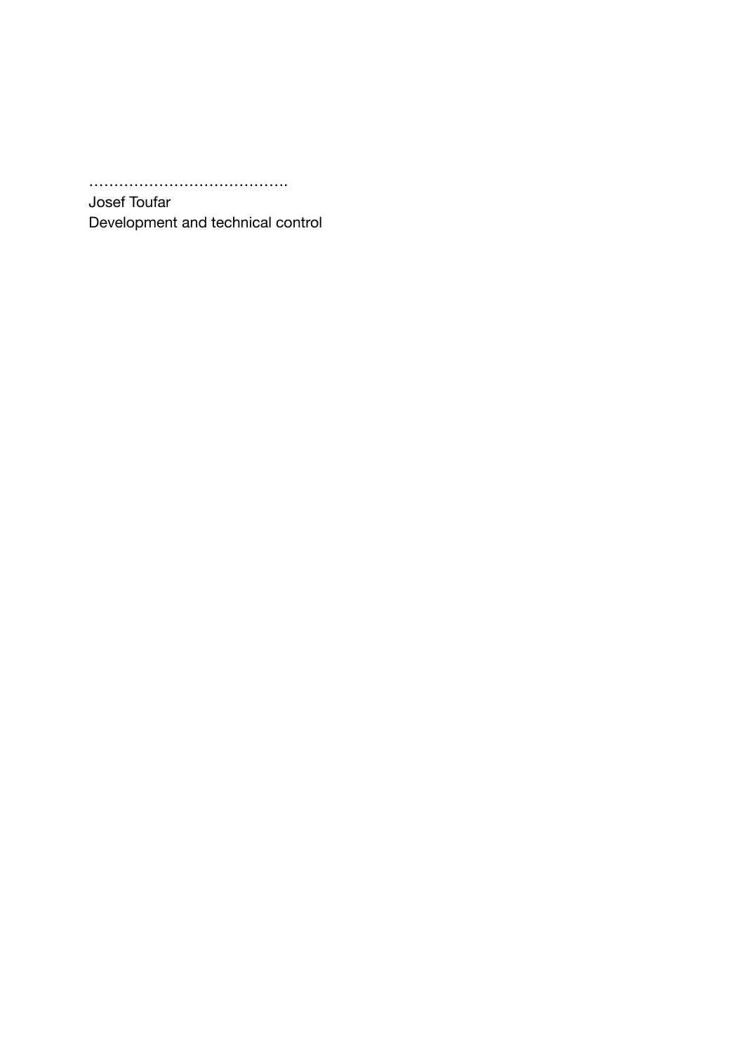…………………………………..

Josef Toufar

Development and technical control